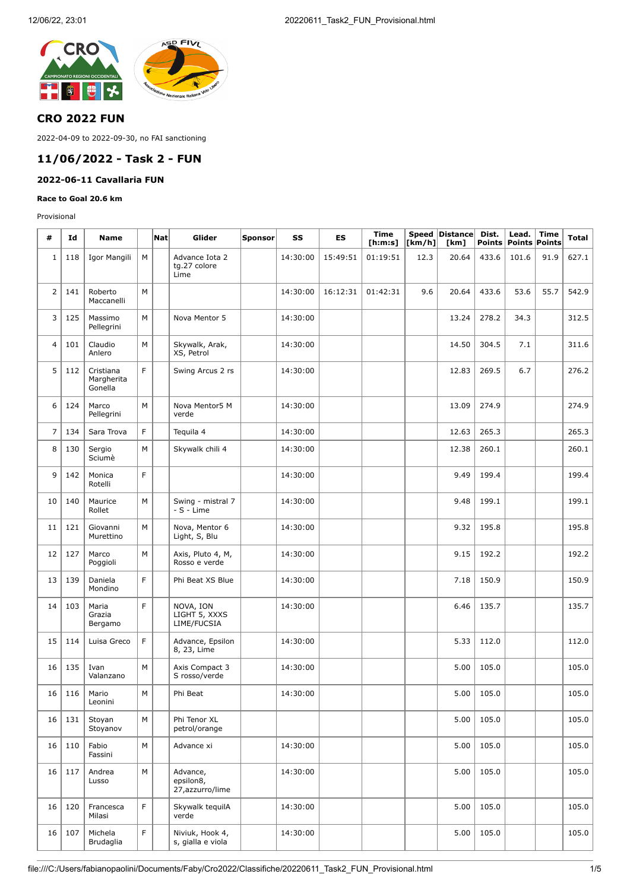## CRO 2022 FUN

2022-04-09 to 2022-09-30, no FAI sanctioning

## 11/06/2022 - Task 2 - FUN

### 2022-06-11 Cavallaria FUN

#### Race to Goal 20.6 km

Provisional

| # | Id | Name | | Nat | Glider | Sponsor | SS | ES | Time [h:m:s] | Speed [km/h] | Distance [km] | Dist. Points | Lead. Points | Time Points | Total |
|---|---|---|---|---|---|---|---|---|---|---|---|---|---|---|---|
| 1 | 118 | Igor Mangili | M | | Advance Iota 2 tg.27 colore Lime | | 14:30:00 | 15:49:51 | 01:19:51 | 12.3 | 20.64 | 433.6 | 101.6 | 91.9 | 627.1 |
| 2 | 141 | Roberto Maccanelli | M | | | | 14:30:00 | 16:12:31 | 01:42:31 | 9.6 | 20.64 | 433.6 | 53.6 | 55.7 | 542.9 |
| 3 | 125 | Massimo Pellegrini | M | | Nova Mentor 5 | | 14:30:00 | | | | 13.24 | 278.2 | 34.3 | | 312.5 |
| 4 | 101 | Claudio Anlero | M | | Skywalk, Arak, XS, Petrol | | 14:30:00 | | | | 14.50 | 304.5 | 7.1 | | 311.6 |
| 5 | 112 | Cristiana Margherita Gonella | F | | Swing Arcus 2 rs | | 14:30:00 | | | | 12.83 | 269.5 | 6.7 | | 276.2 |
| 6 | 124 | Marco Pellegrini | M | | Nova Mentor5 M verde | | 14:30:00 | | | | 13.09 | 274.9 | | | 274.9 |
| 7 | 134 | Sara Trova | F | | Tequila 4 | | 14:30:00 | | | | 12.63 | 265.3 | | | 265.3 |
| 8 | 130 | Sergio Sciumè | M | | Skywalk chili 4 | | 14:30:00 | | | | 12.38 | 260.1 | | | 260.1 |
| 9 | 142 | Monica Rotelli | F | | | | 14:30:00 | | | | 9.49 | 199.4 | | | 199.4 |
| 10 | 140 | Maurice Rollet | M | | Swing - mistral 7 - S - Lime | | 14:30:00 | | | | 9.48 | 199.1 | | | 199.1 |
| 11 | 121 | Giovanni Murettino | M | | Nova, Mentor 6 Light, S, Blu | | 14:30:00 | | | | 9.32 | 195.8 | | | 195.8 |
| 12 | 127 | Marco Poggioli | M | | Axis, Pluto 4, M, Rosso e verde | | 14:30:00 | | | | 9.15 | 192.2 | | | 192.2 |
| 13 | 139 | Daniela Mondino | F | | Phi Beat XS Blue | | 14:30:00 | | | | 7.18 | 150.9 | | | 150.9 |
| 14 | 103 | Maria Grazia Bergamo | F | | NOVA, ION LIGHT 5, XXXS LIME/FUCSIA | | 14:30:00 | | | | 6.46 | 135.7 | | | 135.7 |
| 15 | 114 | Luisa Greco | F | | Advance, Epsilon 8, 23, Lime | | 14:30:00 | | | | 5.33 | 112.0 | | | 112.0 |
| 16 | 135 | Ivan Valanzano | M | | Axis Compact 3 S rosso/verde | | 14:30:00 | | | | 5.00 | 105.0 | | | 105.0 |
| 16 | 116 | Mario Leonini | M | | Phi Beat | | 14:30:00 | | | | 5.00 | 105.0 | | | 105.0 |
| 16 | 131 | Stoyan Stoyanov | M | | Phi Tenor XL petrol/orange | | | | | | 5.00 | 105.0 | | | 105.0 |
| 16 | 110 | Fabio Fassini | M | | Advance xi | | 14:30:00 | | | | 5.00 | 105.0 | | | 105.0 |
| 16 | 117 | Andrea Lusso | M | | Advance, epsilon8, 27,azzurro/lime | | 14:30:00 | | | | 5.00 | 105.0 | | | 105.0 |
| 16 | 120 | Francesca Milasi | F | | Skywalk tequilA verde | | 14:30:00 | | | | 5.00 | 105.0 | | | 105.0 |
| 16 | 107 | Michela Brudaglia | F | | Niviuk, Hook 4, s, gialla e viola | | 14:30:00 | | | | 5.00 | 105.0 | | | 105.0 |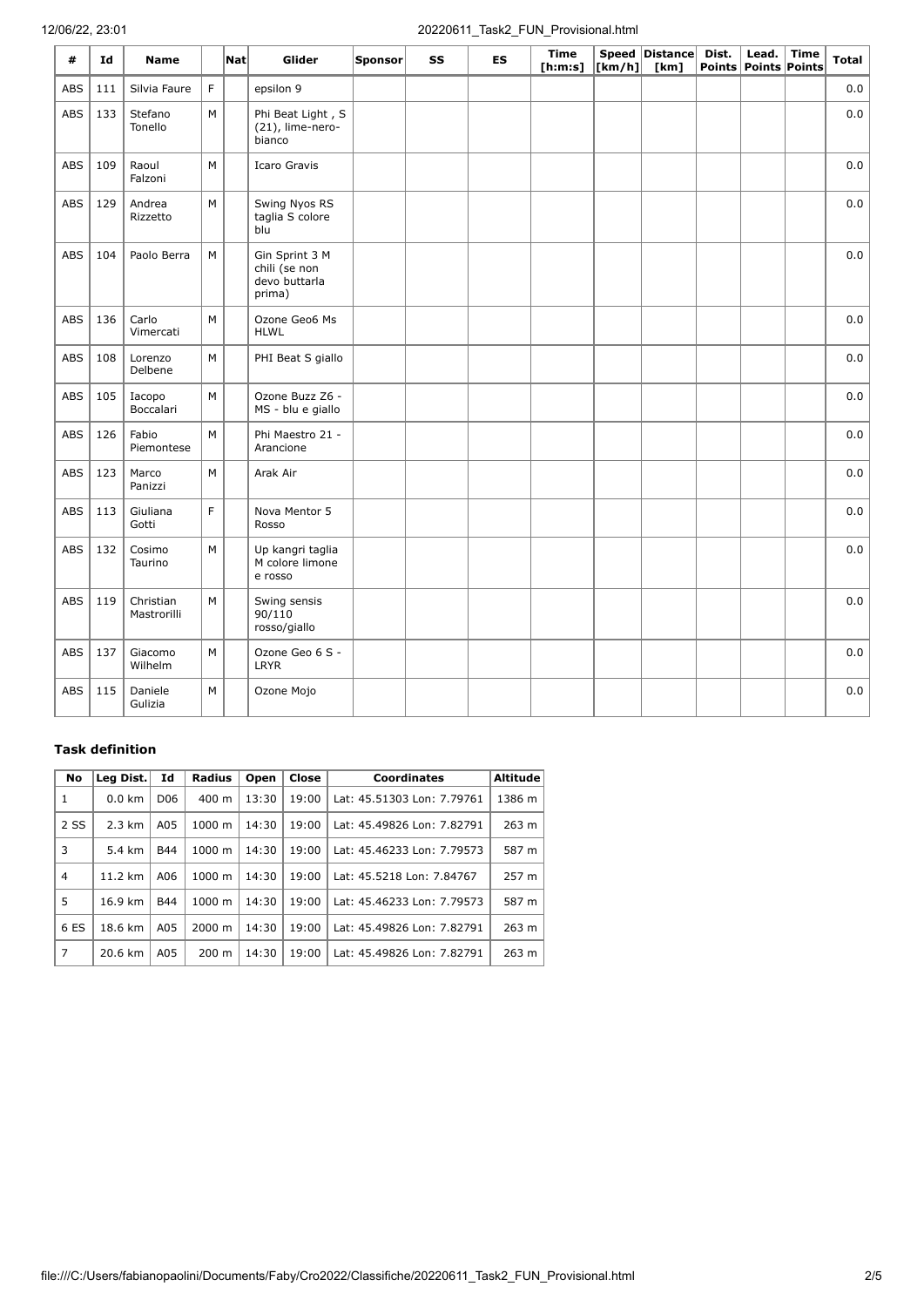| # | Id | Name | | Nat | Glider | Sponsor | SS | ES | Time [h:m:s] | Speed [km/h] | Distance [km] | Dist. Points | Lead. Points | Time Points | Total |
|---|---|---|---|---|---|---|---|---|---|---|---|---|---|---|---|
| ABS | 111 | Silvia Faure | F | | epsilon 9 | | | | | | | | | | 0.0 |
| ABS | 133 | Stefano Tonello | M | | Phi Beat Light , S (21), lime-nero-bianco | | | | | | | | | | 0.0 |
| ABS | 109 | Raoul Falzoni | M | | Icaro Gravis | | | | | | | | | | 0.0 |
| ABS | 129 | Andrea Rizzetto | M | | Swing Nyos RS taglia S colore blu | | | | | | | | | | 0.0 |
| ABS | 104 | Paolo Berra | M | | Gin Sprint 3 M chili (se non devo buttarla prima) | | | | | | | | | | 0.0 |
| ABS | 136 | Carlo Vimercati | M | | Ozone Geo6 Ms HLWL | | | | | | | | | | 0.0 |
| ABS | 108 | Lorenzo Delbene | M | | PHI Beat S giallo | | | | | | | | | | 0.0 |
| ABS | 105 | Iacopo Boccalari | M | | Ozone Buzz Z6 - MS - blu e giallo | | | | | | | | | | 0.0 |
| ABS | 126 | Fabio Piemontese | M | | Phi Maestro 21 - Arancione | | | | | | | | | | 0.0 |
| ABS | 123 | Marco Panizzi | M | | Arak Air | | | | | | | | | | 0.0 |
| ABS | 113 | Giuliana Gotti | F | | Nova Mentor 5 Rosso | | | | | | | | | | 0.0 |
| ABS | 132 | Cosimo Taurino | M | | Up kangri taglia M colore limone e rosso | | | | | | | | | | 0.0 |
| ABS | 119 | Christian Mastrorilli | M | | Swing sensis 90/110 rosso/giallo | | | | | | | | | | 0.0 |
| ABS | 137 | Giacomo Wilhelm | M | | Ozone Geo 6 S - LRYR | | | | | | | | | | 0.0 |
| ABS | 115 | Daniele Gulizia | M | | Ozone Mojo | | | | | | | | | | 0.0 |

### Task definition

| No | Leg Dist. | Id | Radius | Open | Close | Coordinates | Altitude |
|---|---|---|---|---|---|---|---|
| 1 | 0.0 km | D06 | 400 m | 13:30 | 19:00 | Lat: 45.51303 Lon: 7.79761 | 1386 m |
| 2 SS | 2.3 km | A05 | 1000 m | 14:30 | 19:00 | Lat: 45.49826 Lon: 7.82791 | 263 m |
| 3 | 5.4 km | B44 | 1000 m | 14:30 | 19:00 | Lat: 45.46233 Lon: 7.79573 | 587 m |
| 4 | 11.2 km | A06 | 1000 m | 14:30 | 19:00 | Lat: 45.5218 Lon: 7.84767 | 257 m |
| 5 | 16.9 km | B44 | 1000 m | 14:30 | 19:00 | Lat: 45.46233 Lon: 7.79573 | 587 m |
| 6 ES | 18.6 km | A05 | 2000 m | 14:30 | 19:00 | Lat: 45.49826 Lon: 7.82791 | 263 m |
| 7 | 20.6 km | A05 | 200 m | 14:30 | 19:00 | Lat: 45.49826 Lon: 7.82791 | 263 m |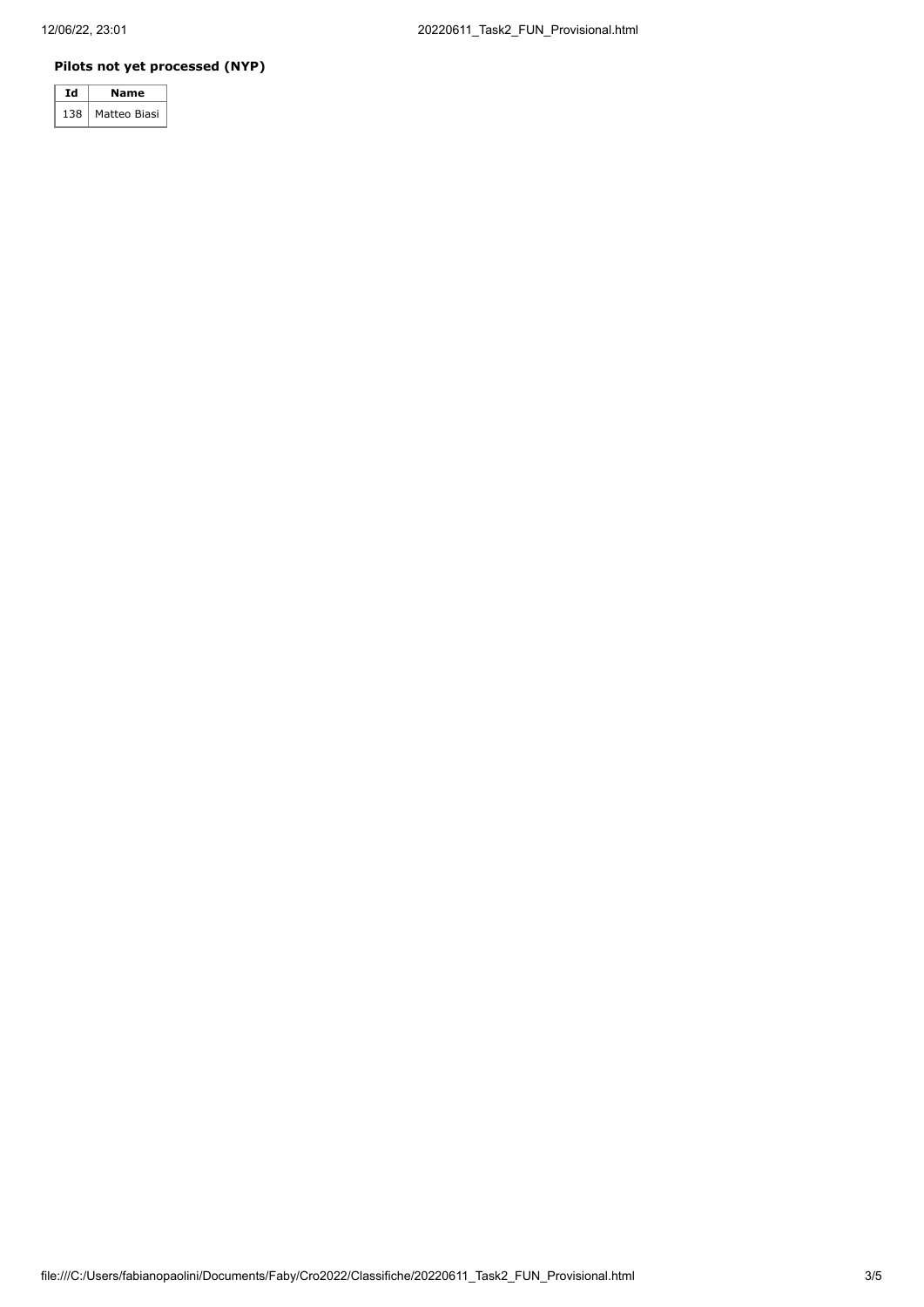### Pilots not yet processed (NYP)

| Id | Name |
|---|---|
| 138 | Matteo Biasi |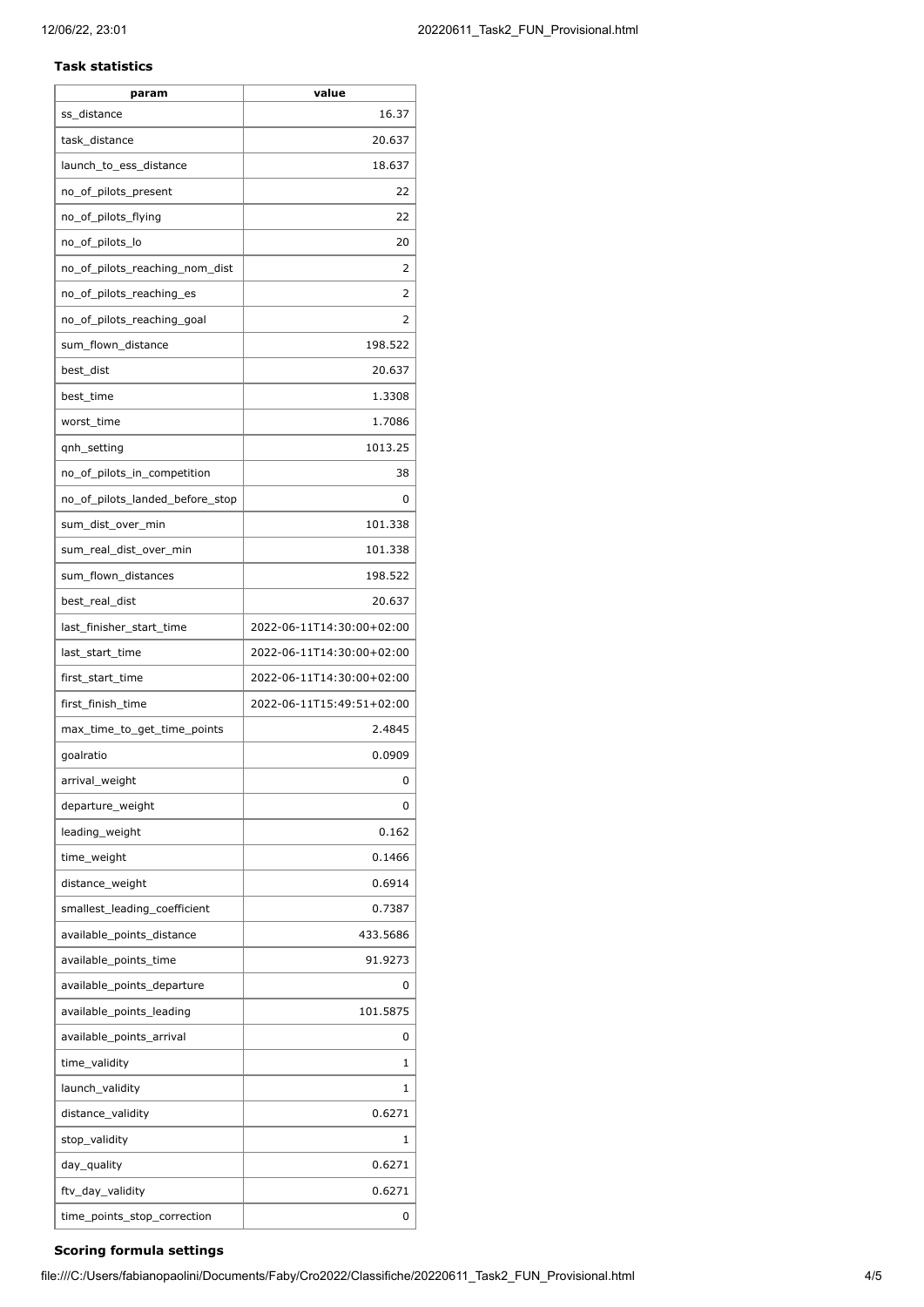**Task statistics**

| param | value |
| --- | --- |
| ss_distance | 16.37 |
| task_distance | 20.637 |
| launch_to_ess_distance | 18.637 |
| no_of_pilots_present | 22 |
| no_of_pilots_flying | 22 |
| no_of_pilots_lo | 20 |
| no_of_pilots_reaching_nom_dist | 2 |
| no_of_pilots_reaching_es | 2 |
| no_of_pilots_reaching_goal | 2 |
| sum_flown_distance | 198.522 |
| best_dist | 20.637 |
| best_time | 1.3308 |
| worst_time | 1.7086 |
| qnh_setting | 1013.25 |
| no_of_pilots_in_competition | 38 |
| no_of_pilots_landed_before_stop | 0 |
| sum_dist_over_min | 101.338 |
| sum_real_dist_over_min | 101.338 |
| sum_flown_distances | 198.522 |
| best_real_dist | 20.637 |
| last_finisher_start_time | 2022-06-11T14:30:00+02:00 |
| last_start_time | 2022-06-11T14:30:00+02:00 |
| first_start_time | 2022-06-11T14:30:00+02:00 |
| first_finish_time | 2022-06-11T15:49:51+02:00 |
| max_time_to_get_time_points | 2.4845 |
| goalratio | 0.0909 |
| arrival_weight | 0 |
| departure_weight | 0 |
| leading_weight | 0.162 |
| time_weight | 0.1466 |
| distance_weight | 0.6914 |
| smallest_leading_coefficient | 0.7387 |
| available_points_distance | 433.5686 |
| available_points_time | 91.9273 |
| available_points_departure | 0 |
| available_points_leading | 101.5875 |
| available_points_arrival | 0 |
| time_validity | 1 |
| launch_validity | 1 |
| distance_validity | 0.6271 |
| stop_validity | 1 |
| day_quality | 0.6271 |
| ftv_day_validity | 0.6271 |
| time_points_stop_correction | 0 |

**Scoring formula settings**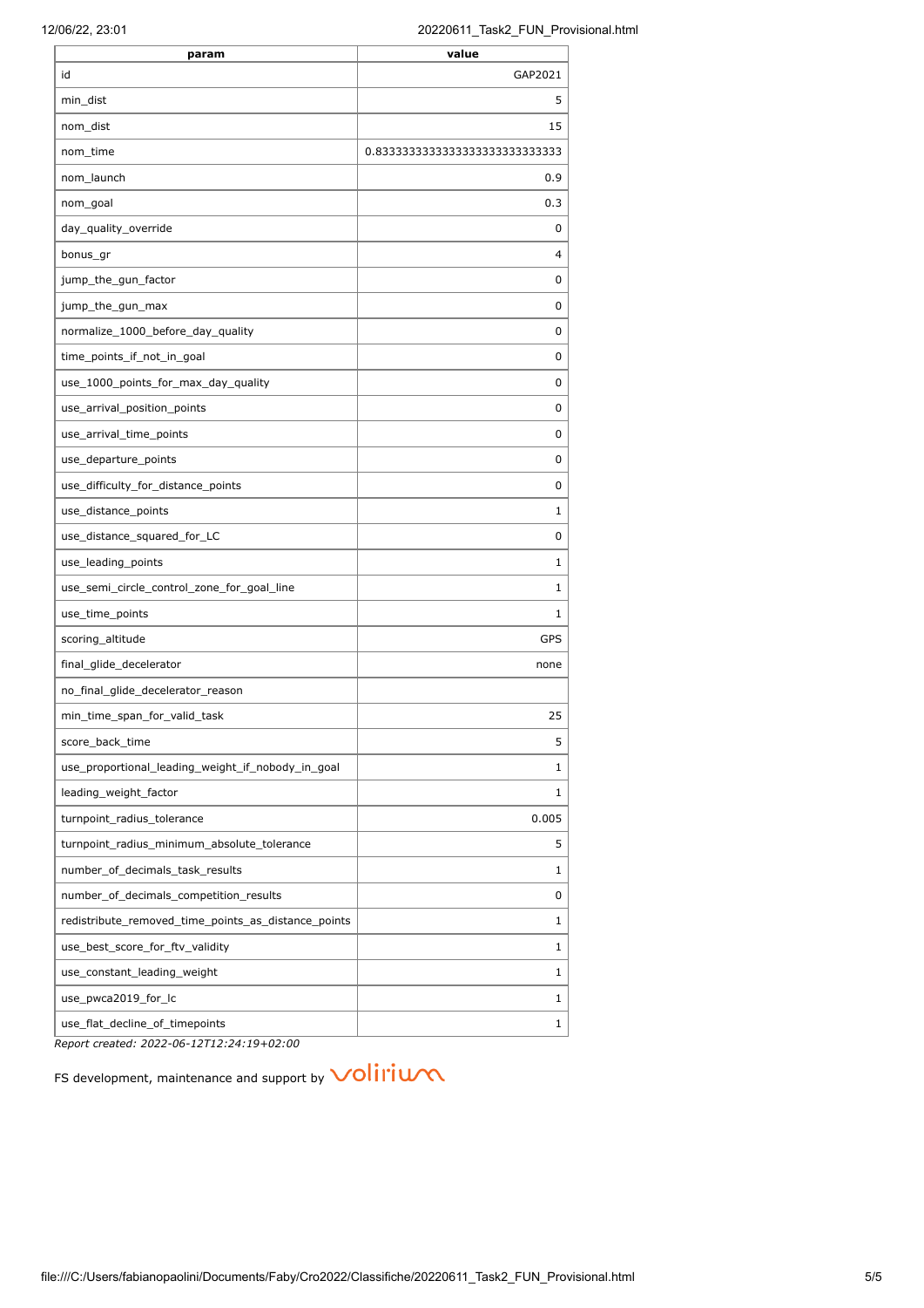| param | value |
|---|---|
| id | GAP2021 |
| min_dist | 5 |
| nom_dist | 15 |
| nom_time | 0.83333333333333333333333333333 |
| nom_launch | 0.9 |
| nom_goal | 0.3 |
| day_quality_override | 0 |
| bonus_gr | 4 |
| jump_the_gun_factor | 0 |
| jump_the_gun_max | 0 |
| normalize_1000_before_day_quality | 0 |
| time_points_if_not_in_goal | 0 |
| use_1000_points_for_max_day_quality | 0 |
| use_arrival_position_points | 0 |
| use_arrival_time_points | 0 |
| use_departure_points | 0 |
| use_difficulty_for_distance_points | 0 |
| use_distance_points | 1 |
| use_distance_squared_for_LC | 0 |
| use_leading_points | 1 |
| use_semi_circle_control_zone_for_goal_line | 1 |
| use_time_points | 1 |
| scoring_altitude | GPS |
| final_glide_decelerator | none |
| no_final_glide_decelerator_reason | |
| min_time_span_for_valid_task | 25 |
| score_back_time | 5 |
| use_proportional_leading_weight_if_nobody_in_goal | 1 |
| leading_weight_factor | 1 |
| turnpoint_radius_tolerance | 0.005 |
| turnpoint_radius_minimum_absolute_tolerance | 5 |
| number_of_decimals_task_results | 1 |
| number_of_decimals_competition_results | 0 |
| redistribute_removed_time_points_as_distance_points | 1 |
| use_best_score_for_ftv_validity | 1 |
| use_constant_leading_weight | 1 |
| use_pwca2019_for_lc | 1 |
| use_flat_decline_of_timepoints | 1 |

*Report created: 2022-06-12T12:24:19+02:00*

FS development, maintenance and support by volirium